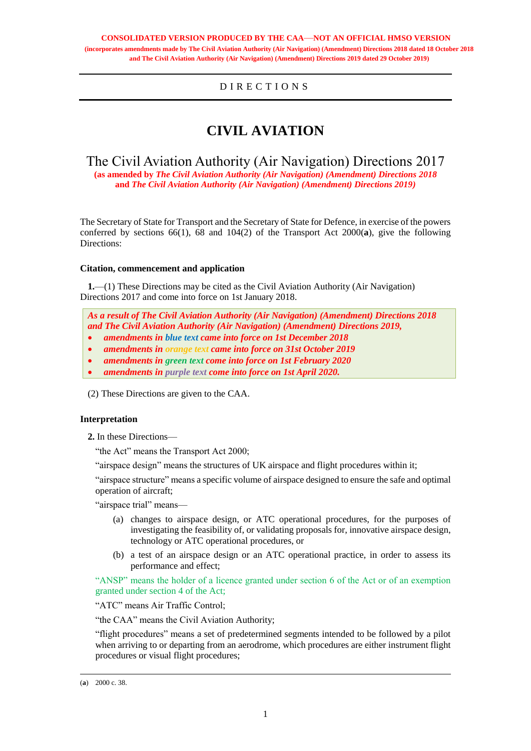**CONSOLIDATED VERSION PRODUCED BY THE CAA—NOT AN OFFICIAL HMSO VERSION**
**(incorporates amendments made by The Civil Aviation Authority (Air Navigation) (Amendment) Directions 2018 dated 18 October 2018 and The Civil Aviation Authority (Air Navigation) (Amendment) Directions 2019 dated 29 October 2019)**

D I R E C T I O N S

# CIVIL AVIATION

## The Civil Aviation Authority (Air Navigation) Directions 2017

**(as amended by *The Civil Aviation Authority (Air Navigation) (Amendment) Directions 2018* and *The Civil Aviation Authority (Air Navigation) (Amendment) Directions 2019)***

The Secretary of State for Transport and the Secretary of State for Defence, in exercise of the powers conferred by sections 66(1), 68 and 104(2) of the Transport Act 2000(**a**), give the following Directions:

**Citation, commencement and application**

**1.**—(1) These Directions may be cited as the Civil Aviation Authority (Air Navigation) Directions 2017 and come into force on 1st January 2018.

***As a result of The Civil Aviation Authority (Air Navigation) (Amendment) Directions 2018 and The Civil Aviation Authority (Air Navigation) (Amendment) Directions 2019,***

- ***amendments in blue text came into force on 1st December 2018***
- ***amendments in orange text came into force on 31st October 2019***
- ***amendments in green text come into force on 1st February 2020***
- ***amendments in purple text come into force on 1st April 2020.***

(2) These Directions are given to the CAA.

**Interpretation**

**2.** In these Directions—

"the Act" means the Transport Act 2000;

"airspace design" means the structures of UK airspace and flight procedures within it;

"airspace structure" means a specific volume of airspace designed to ensure the safe and optimal operation of aircraft;

"airspace trial" means—

(a) changes to airspace design, or ATC operational procedures, for the purposes of investigating the feasibility of, or validating proposals for, innovative airspace design, technology or ATC operational procedures, or

(b) a test of an airspace design or an ATC operational practice, in order to assess its performance and effect;

"ANSP" means the holder of a licence granted under section 6 of the Act or of an exemption granted under section 4 of the Act;

"ATC" means Air Traffic Control;

"the CAA" means the Civil Aviation Authority;

"flight procedures" means a set of predetermined segments intended to be followed by a pilot when arriving to or departing from an aerodrome, which procedures are either instrument flight procedures or visual flight procedures;

(**a**) 2000 c. 38.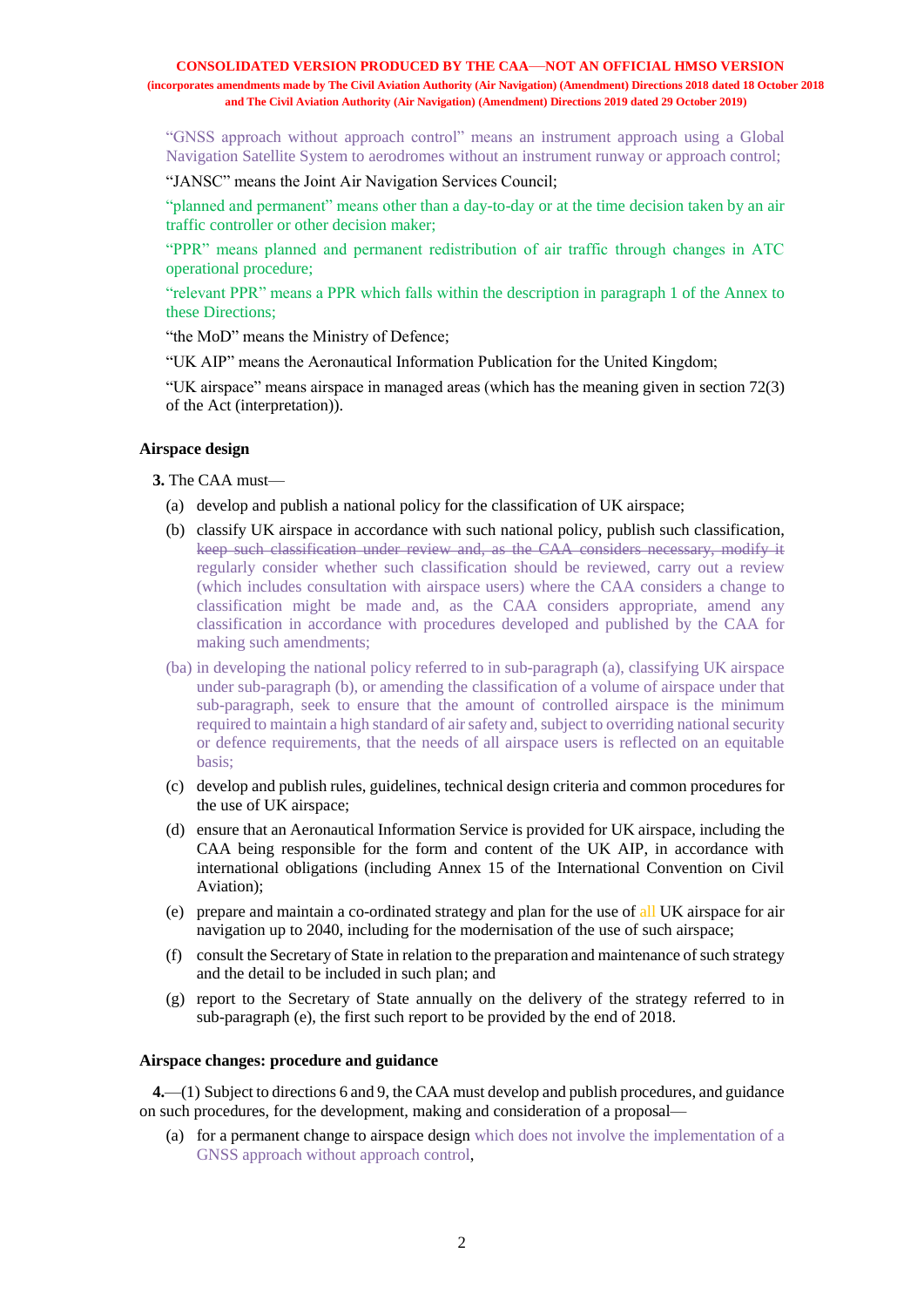"GNSS approach without approach control" means an instrument approach using a Global Navigation Satellite System to aerodromes without an instrument runway or approach control;

"JANSC" means the Joint Air Navigation Services Council;

"planned and permanent" means other than a day-to-day or at the time decision taken by an air traffic controller or other decision maker;

"PPR" means planned and permanent redistribution of air traffic through changes in ATC operational procedure;

"relevant PPR" means a PPR which falls within the description in paragraph 1 of the Annex to these Directions;

"the MoD" means the Ministry of Defence;

"UK AIP" means the Aeronautical Information Publication for the United Kingdom;

"UK airspace" means airspace in managed areas (which has the meaning given in section 72(3) of the Act (interpretation)).

### Airspace design

**3.** The CAA must—

(a) develop and publish a national policy for the classification of UK airspace;

(b) classify UK airspace in accordance with such national policy, publish such classification, ~~keep such classification under review and, as the CAA considers necessary, modify it~~ regularly consider whether such classification should be reviewed, carry out a review (which includes consultation with airspace users) where the CAA considers a change to classification might be made and, as the CAA considers appropriate, amend any classification in accordance with procedures developed and published by the CAA for making such amendments;

(ba) in developing the national policy referred to in sub-paragraph (a), classifying UK airspace under sub-paragraph (b), or amending the classification of a volume of airspace under that sub-paragraph, seek to ensure that the amount of controlled airspace is the minimum required to maintain a high standard of air safety and, subject to overriding national security or defence requirements, that the needs of all airspace users is reflected on an equitable basis;

(c) develop and publish rules, guidelines, technical design criteria and common procedures for the use of UK airspace;

(d) ensure that an Aeronautical Information Service is provided for UK airspace, including the CAA being responsible for the form and content of the UK AIP, in accordance with international obligations (including Annex 15 of the International Convention on Civil Aviation);

(e) prepare and maintain a co-ordinated strategy and plan for the use of all UK airspace for air navigation up to 2040, including for the modernisation of the use of such airspace;

(f) consult the Secretary of State in relation to the preparation and maintenance of such strategy and the detail to be included in such plan; and

(g) report to the Secretary of State annually on the delivery of the strategy referred to in sub-paragraph (e), the first such report to be provided by the end of 2018.

### Airspace changes: procedure and guidance

**4.**—(1) Subject to directions 6 and 9, the CAA must develop and publish procedures, and guidance on such procedures, for the development, making and consideration of a proposal—

(a) for a permanent change to airspace design which does not involve the implementation of a GNSS approach without approach control,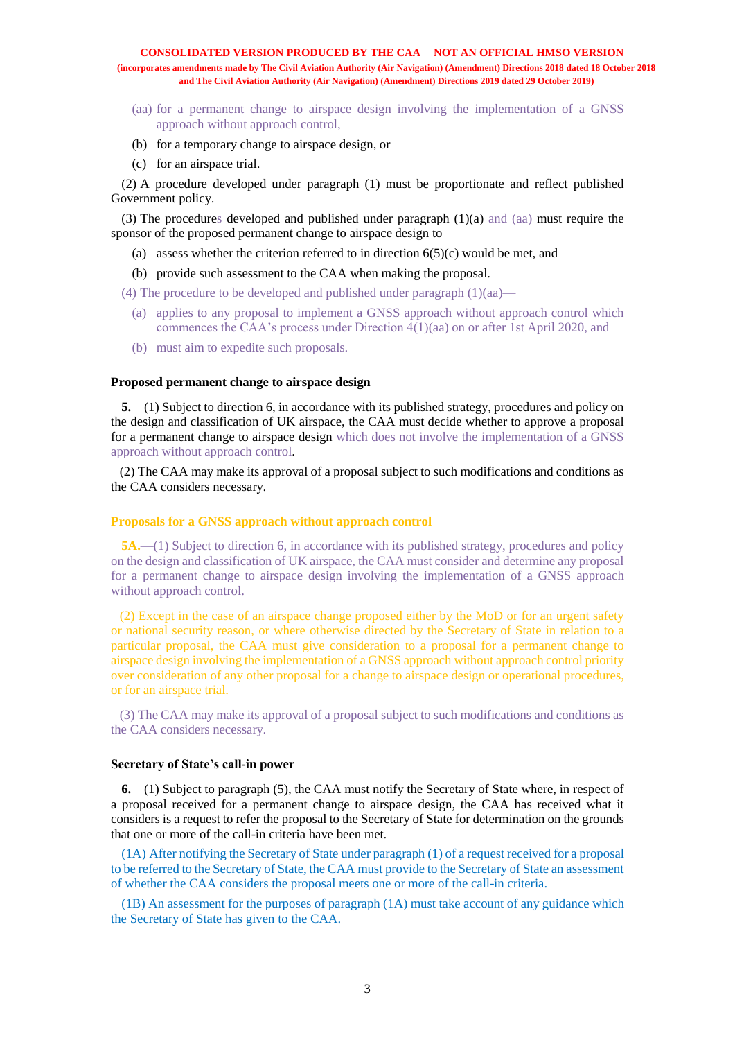(aa) for a permanent change to airspace design involving the implementation of a GNSS approach without approach control,

(b) for a temporary change to airspace design, or

(c) for an airspace trial.

(2) A procedure developed under paragraph (1) must be proportionate and reflect published Government policy.

(3) The procedures developed and published under paragraph (1)(a) and (aa) must require the sponsor of the proposed permanent change to airspace design to—

(a) assess whether the criterion referred to in direction 6(5)(c) would be met, and

(b) provide such assessment to the CAA when making the proposal.

(4) The procedure to be developed and published under paragraph (1)(aa)—

(a) applies to any proposal to implement a GNSS approach without approach control which commences the CAA's process under Direction 4(1)(aa) on or after 1st April 2020, and

(b) must aim to expedite such proposals.

### Proposed permanent change to airspace design

**5.**—(1) Subject to direction 6, in accordance with its published strategy, procedures and policy on the design and classification of UK airspace, the CAA must decide whether to approve a proposal for a permanent change to airspace design which does not involve the implementation of a GNSS approach without approach control.

(2) The CAA may make its approval of a proposal subject to such modifications and conditions as the CAA considers necessary.

### Proposals for a GNSS approach without approach control

**5A.**—(1) Subject to direction 6, in accordance with its published strategy, procedures and policy on the design and classification of UK airspace, the CAA must consider and determine any proposal for a permanent change to airspace design involving the implementation of a GNSS approach without approach control.

(2) Except in the case of an airspace change proposed either by the MoD or for an urgent safety or national security reason, or where otherwise directed by the Secretary of State in relation to a particular proposal, the CAA must give consideration to a proposal for a permanent change to airspace design involving the implementation of a GNSS approach without approach control priority over consideration of any other proposal for a change to airspace design or operational procedures, or for an airspace trial.

(3) The CAA may make its approval of a proposal subject to such modifications and conditions as the CAA considers necessary.

### Secretary of State's call-in power

**6.**—(1) Subject to paragraph (5), the CAA must notify the Secretary of State where, in respect of a proposal received for a permanent change to airspace design, the CAA has received what it considers is a request to refer the proposal to the Secretary of State for determination on the grounds that one or more of the call-in criteria have been met.

(1A) After notifying the Secretary of State under paragraph (1) of a request received for a proposal to be referred to the Secretary of State, the CAA must provide to the Secretary of State an assessment of whether the CAA considers the proposal meets one or more of the call-in criteria.

(1B) An assessment for the purposes of paragraph (1A) must take account of any guidance which the Secretary of State has given to the CAA.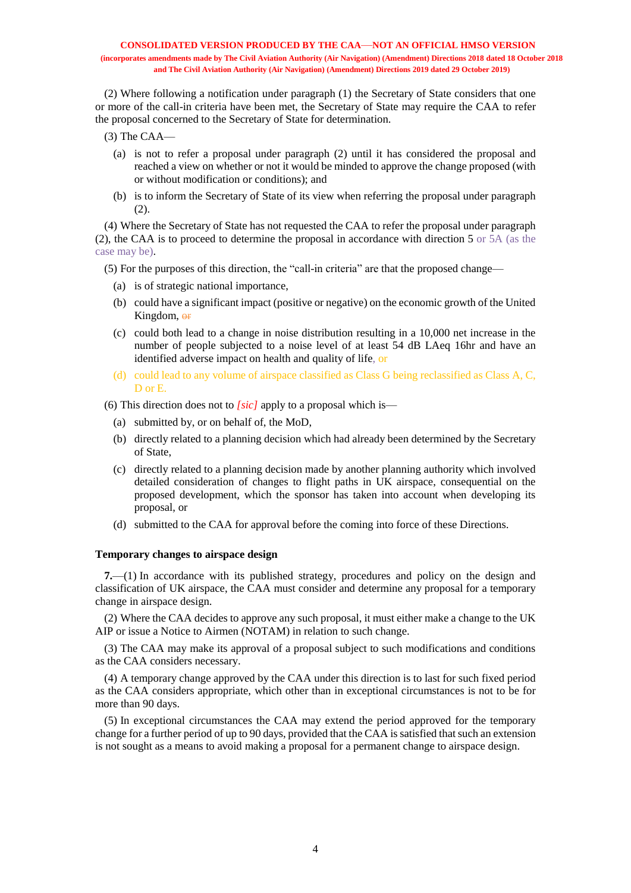(2) Where following a notification under paragraph (1) the Secretary of State considers that one or more of the call-in criteria have been met, the Secretary of State may require the CAA to refer the proposal concerned to the Secretary of State for determination.

(3) The CAA—

(a) is not to refer a proposal under paragraph (2) until it has considered the proposal and reached a view on whether or not it would be minded to approve the change proposed (with or without modification or conditions); and

(b) is to inform the Secretary of State of its view when referring the proposal under paragraph (2).

(4) Where the Secretary of State has not requested the CAA to refer the proposal under paragraph (2), the CAA is to proceed to determine the proposal in accordance with direction 5 or 5A (as the case may be).

(5) For the purposes of this direction, the "call-in criteria" are that the proposed change—

(a) is of strategic national importance,

(b) could have a significant impact (positive or negative) on the economic growth of the United Kingdom, ~~or~~

(c) could both lead to a change in noise distribution resulting in a 10,000 net increase in the number of people subjected to a noise level of at least 54 dB LAeq 16hr and have an identified adverse impact on health and quality of life, or

(d) could lead to any volume of airspace classified as Class G being reclassified as Class A, C, D or E.

(6) This direction does not to *[sic]* apply to a proposal which is—

(a) submitted by, or on behalf of, the MoD,

(b) directly related to a planning decision which had already been determined by the Secretary of State,

(c) directly related to a planning decision made by another planning authority which involved detailed consideration of changes to flight paths in UK airspace, consequential on the proposed development, which the sponsor has taken into account when developing its proposal, or

(d) submitted to the CAA for approval before the coming into force of these Directions.

**Temporary changes to airspace design**

**7.**—(1) In accordance with its published strategy, procedures and policy on the design and classification of UK airspace, the CAA must consider and determine any proposal for a temporary change in airspace design.

(2) Where the CAA decides to approve any such proposal, it must either make a change to the UK AIP or issue a Notice to Airmen (NOTAM) in relation to such change.

(3) The CAA may make its approval of a proposal subject to such modifications and conditions as the CAA considers necessary.

(4) A temporary change approved by the CAA under this direction is to last for such fixed period as the CAA considers appropriate, which other than in exceptional circumstances is not to be for more than 90 days.

(5) In exceptional circumstances the CAA may extend the period approved for the temporary change for a further period of up to 90 days, provided that the CAA is satisfied that such an extension is not sought as a means to avoid making a proposal for a permanent change to airspace design.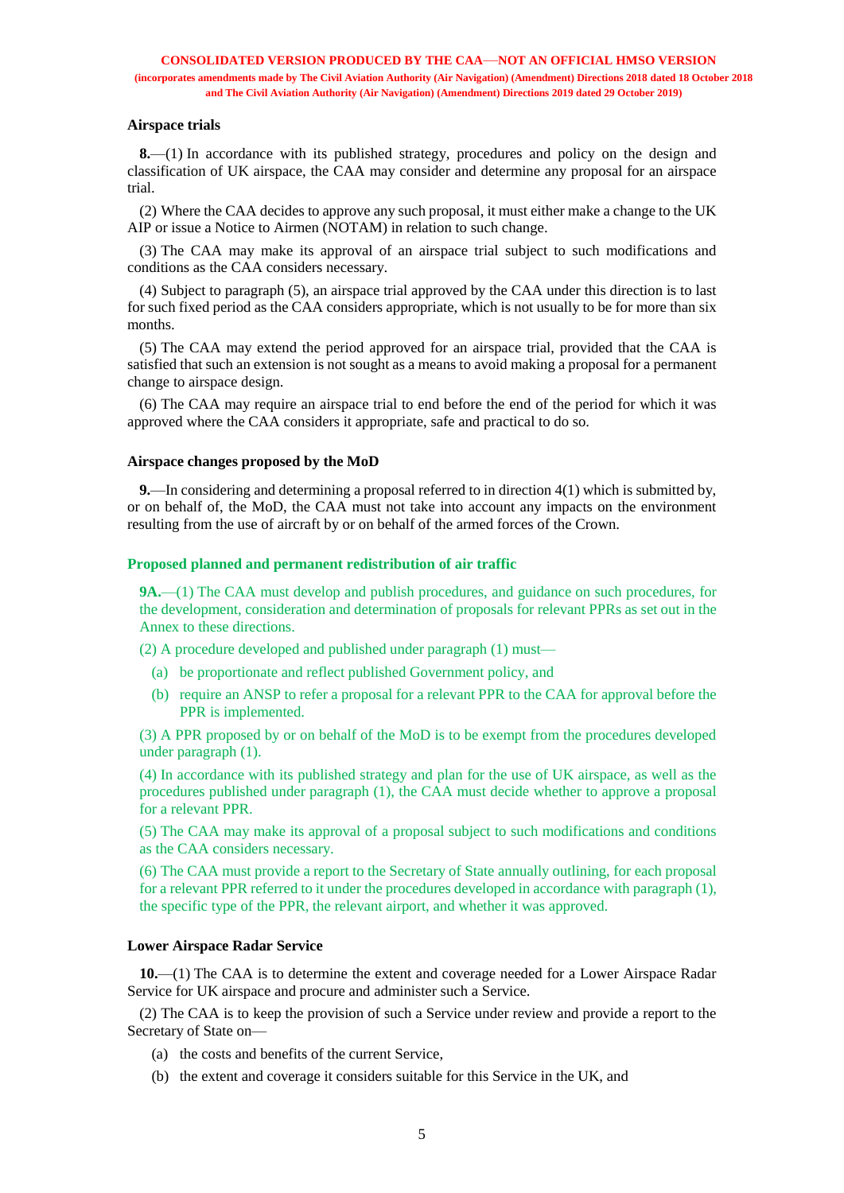### Airspace trials

**8.**—(1) In accordance with its published strategy, procedures and policy on the design and classification of UK airspace, the CAA may consider and determine any proposal for an airspace trial.

(2) Where the CAA decides to approve any such proposal, it must either make a change to the UK AIP or issue a Notice to Airmen (NOTAM) in relation to such change.

(3) The CAA may make its approval of an airspace trial subject to such modifications and conditions as the CAA considers necessary.

(4) Subject to paragraph (5), an airspace trial approved by the CAA under this direction is to last for such fixed period as the CAA considers appropriate, which is not usually to be for more than six months.

(5) The CAA may extend the period approved for an airspace trial, provided that the CAA is satisfied that such an extension is not sought as a means to avoid making a proposal for a permanent change to airspace design.

(6) The CAA may require an airspace trial to end before the end of the period for which it was approved where the CAA considers it appropriate, safe and practical to do so.

### Airspace changes proposed by the MoD

**9.**—In considering and determining a proposal referred to in direction 4(1) which is submitted by, or on behalf of, the MoD, the CAA must not take into account any impacts on the environment resulting from the use of aircraft by or on behalf of the armed forces of the Crown.

### Proposed planned and permanent redistribution of air traffic

**9A.**—(1) The CAA must develop and publish procedures, and guidance on such procedures, for the development, consideration and determination of proposals for relevant PPRs as set out in the Annex to these directions.

(2) A procedure developed and published under paragraph (1) must—

(a) be proportionate and reflect published Government policy, and

(b) require an ANSP to refer a proposal for a relevant PPR to the CAA for approval before the PPR is implemented.

(3) A PPR proposed by or on behalf of the MoD is to be exempt from the procedures developed under paragraph (1).

(4) In accordance with its published strategy and plan for the use of UK airspace, as well as the procedures published under paragraph (1), the CAA must decide whether to approve a proposal for a relevant PPR.

(5) The CAA may make its approval of a proposal subject to such modifications and conditions as the CAA considers necessary.

(6) The CAA must provide a report to the Secretary of State annually outlining, for each proposal for a relevant PPR referred to it under the procedures developed in accordance with paragraph (1), the specific type of the PPR, the relevant airport, and whether it was approved.

### Lower Airspace Radar Service

**10.**—(1) The CAA is to determine the extent and coverage needed for a Lower Airspace Radar Service for UK airspace and procure and administer such a Service.

(2) The CAA is to keep the provision of such a Service under review and provide a report to the Secretary of State on—

(a) the costs and benefits of the current Service,

(b) the extent and coverage it considers suitable for this Service in the UK, and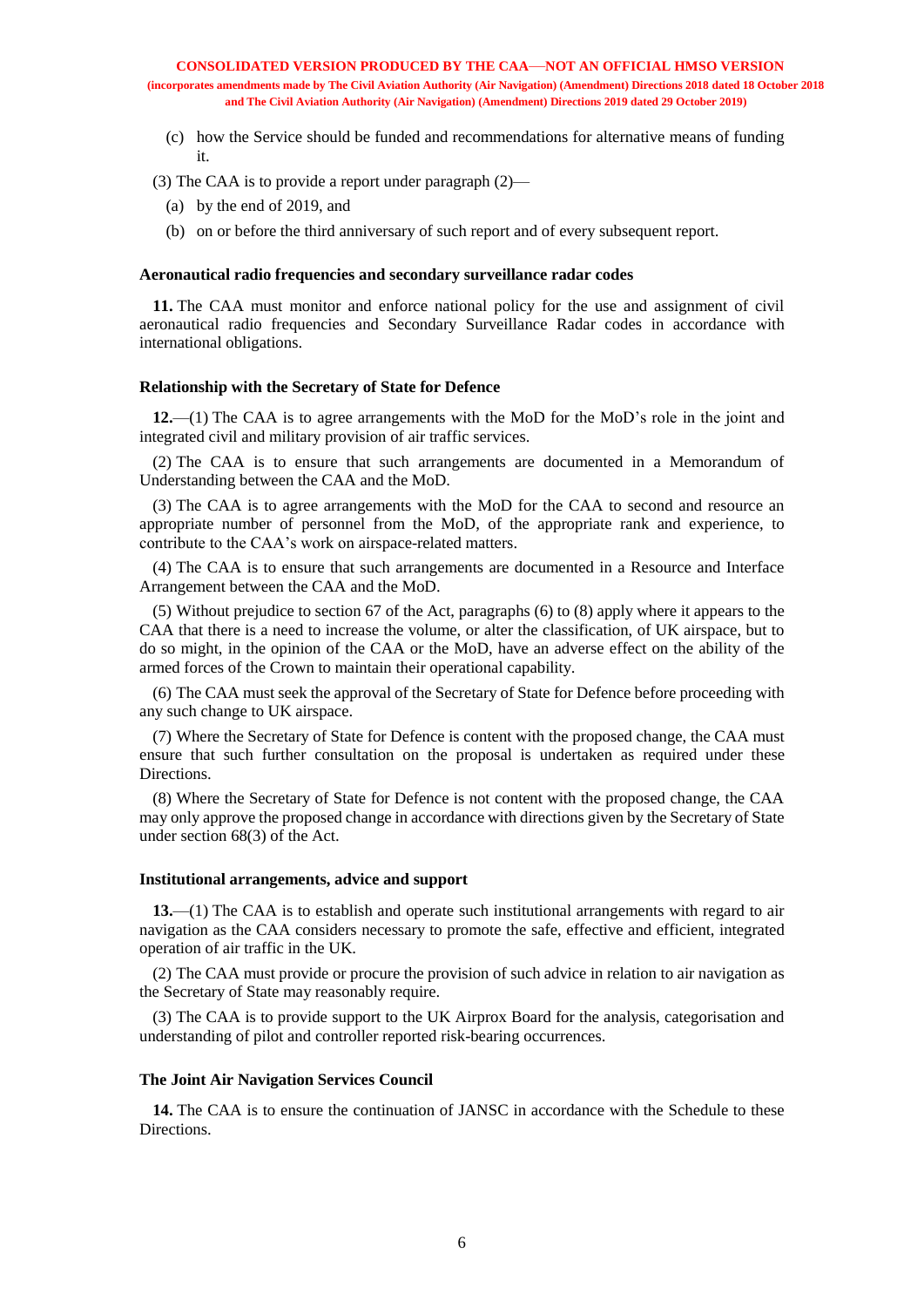(c) how the Service should be funded and recommendations for alternative means of funding it.

(3) The CAA is to provide a report under paragraph (2)—

(a) by the end of 2019, and

(b) on or before the third anniversary of such report and of every subsequent report.

**Aeronautical radio frequencies and secondary surveillance radar codes**

**11.** The CAA must monitor and enforce national policy for the use and assignment of civil aeronautical radio frequencies and Secondary Surveillance Radar codes in accordance with international obligations.

**Relationship with the Secretary of State for Defence**

**12.**—(1) The CAA is to agree arrangements with the MoD for the MoD's role in the joint and integrated civil and military provision of air traffic services.

(2) The CAA is to ensure that such arrangements are documented in a Memorandum of Understanding between the CAA and the MoD.

(3) The CAA is to agree arrangements with the MoD for the CAA to second and resource an appropriate number of personnel from the MoD, of the appropriate rank and experience, to contribute to the CAA's work on airspace-related matters.

(4) The CAA is to ensure that such arrangements are documented in a Resource and Interface Arrangement between the CAA and the MoD.

(5) Without prejudice to section 67 of the Act, paragraphs (6) to (8) apply where it appears to the CAA that there is a need to increase the volume, or alter the classification, of UK airspace, but to do so might, in the opinion of the CAA or the MoD, have an adverse effect on the ability of the armed forces of the Crown to maintain their operational capability.

(6) The CAA must seek the approval of the Secretary of State for Defence before proceeding with any such change to UK airspace.

(7) Where the Secretary of State for Defence is content with the proposed change, the CAA must ensure that such further consultation on the proposal is undertaken as required under these Directions.

(8) Where the Secretary of State for Defence is not content with the proposed change, the CAA may only approve the proposed change in accordance with directions given by the Secretary of State under section 68(3) of the Act.

**Institutional arrangements, advice and support**

**13.**—(1) The CAA is to establish and operate such institutional arrangements with regard to air navigation as the CAA considers necessary to promote the safe, effective and efficient, integrated operation of air traffic in the UK.

(2) The CAA must provide or procure the provision of such advice in relation to air navigation as the Secretary of State may reasonably require.

(3) The CAA is to provide support to the UK Airprox Board for the analysis, categorisation and understanding of pilot and controller reported risk-bearing occurrences.

**The Joint Air Navigation Services Council**

**14.** The CAA is to ensure the continuation of JANSC in accordance with the Schedule to these Directions.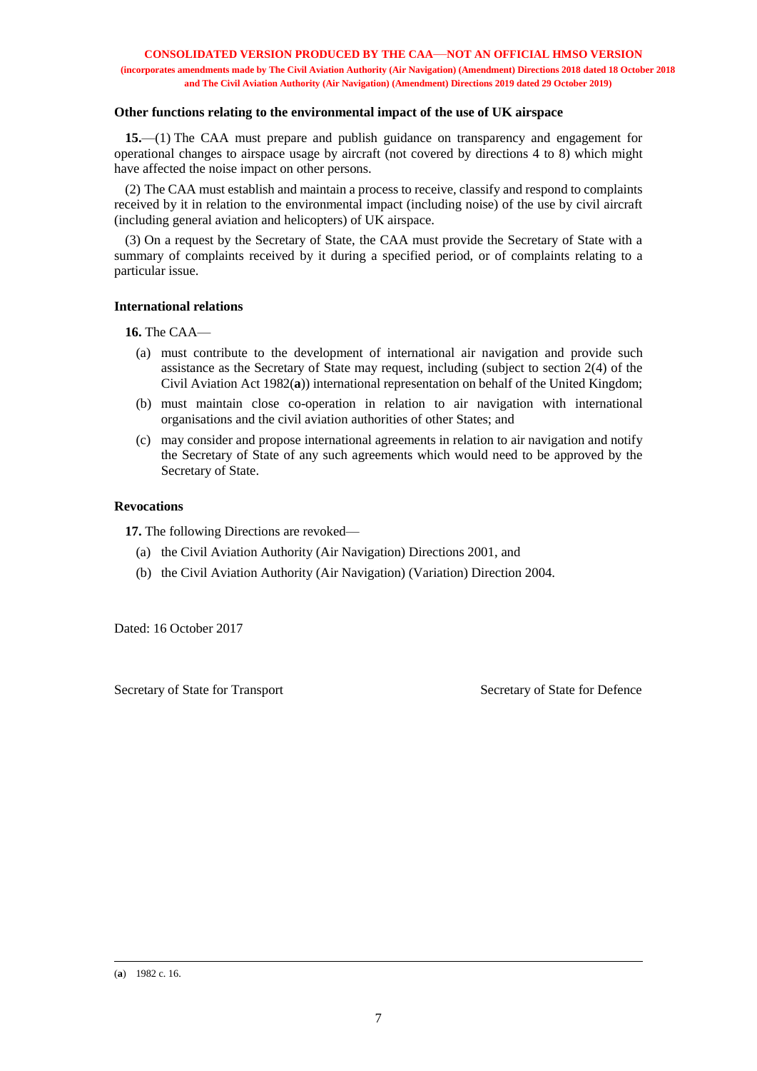**CONSOLIDATED VERSION PRODUCED BY THE CAA—NOT AN OFFICIAL HMSO VERSION**
**(incorporates amendments made by The Civil Aviation Authority (Air Navigation) (Amendment) Directions 2018 dated 18 October 2018 and The Civil Aviation Authority (Air Navigation) (Amendment) Directions 2019 dated 29 October 2019)**

### Other functions relating to the environmental impact of the use of UK airspace

**15.**—(1) The CAA must prepare and publish guidance on transparency and engagement for operational changes to airspace usage by aircraft (not covered by directions 4 to 8) which might have affected the noise impact on other persons.

(2) The CAA must establish and maintain a process to receive, classify and respond to complaints received by it in relation to the environmental impact (including noise) of the use by civil aircraft (including general aviation and helicopters) of UK airspace.

(3) On a request by the Secretary of State, the CAA must provide the Secretary of State with a summary of complaints received by it during a specified period, or of complaints relating to a particular issue.

### International relations

**16.** The CAA—

(a) must contribute to the development of international air navigation and provide such assistance as the Secretary of State may request, including (subject to section 2(4) of the Civil Aviation Act 1982(**a**)) international representation on behalf of the United Kingdom;

(b) must maintain close co-operation in relation to air navigation with international organisations and the civil aviation authorities of other States; and

(c) may consider and propose international agreements in relation to air navigation and notify the Secretary of State of any such agreements which would need to be approved by the Secretary of State.

### Revocations

**17.** The following Directions are revoked—

(a) the Civil Aviation Authority (Air Navigation) Directions 2001, and

(b) the Civil Aviation Authority (Air Navigation) (Variation) Direction 2004.

Dated: 16 October 2017

Secretary of State for Transport

Secretary of State for Defence

---

(**a**) 1982 c. 16.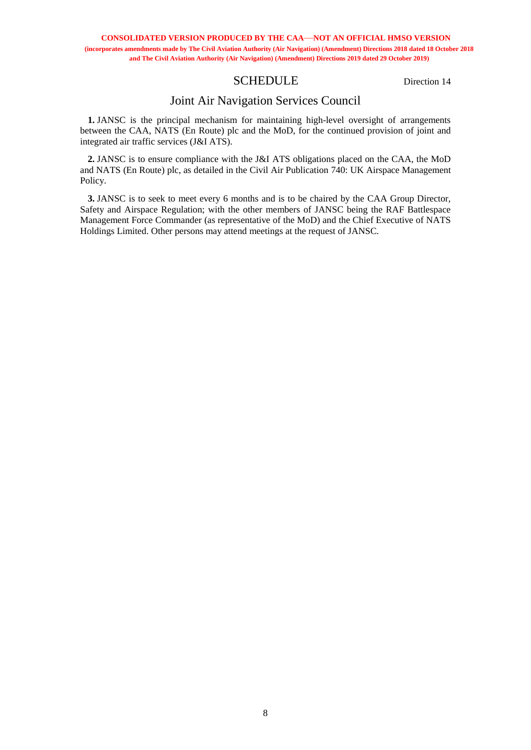# SCHEDULE

Direction 14

## Joint Air Navigation Services Council

**1.** JANSC is the principal mechanism for maintaining high-level oversight of arrangements between the CAA, NATS (En Route) plc and the MoD, for the continued provision of joint and integrated air traffic services (J&I ATS).

**2.** JANSC is to ensure compliance with the J&I ATS obligations placed on the CAA, the MoD and NATS (En Route) plc, as detailed in the Civil Air Publication 740: UK Airspace Management Policy.

**3.** JANSC is to seek to meet every 6 months and is to be chaired by the CAA Group Director, Safety and Airspace Regulation; with the other members of JANSC being the RAF Battlespace Management Force Commander (as representative of the MoD) and the Chief Executive of NATS Holdings Limited. Other persons may attend meetings at the request of JANSC.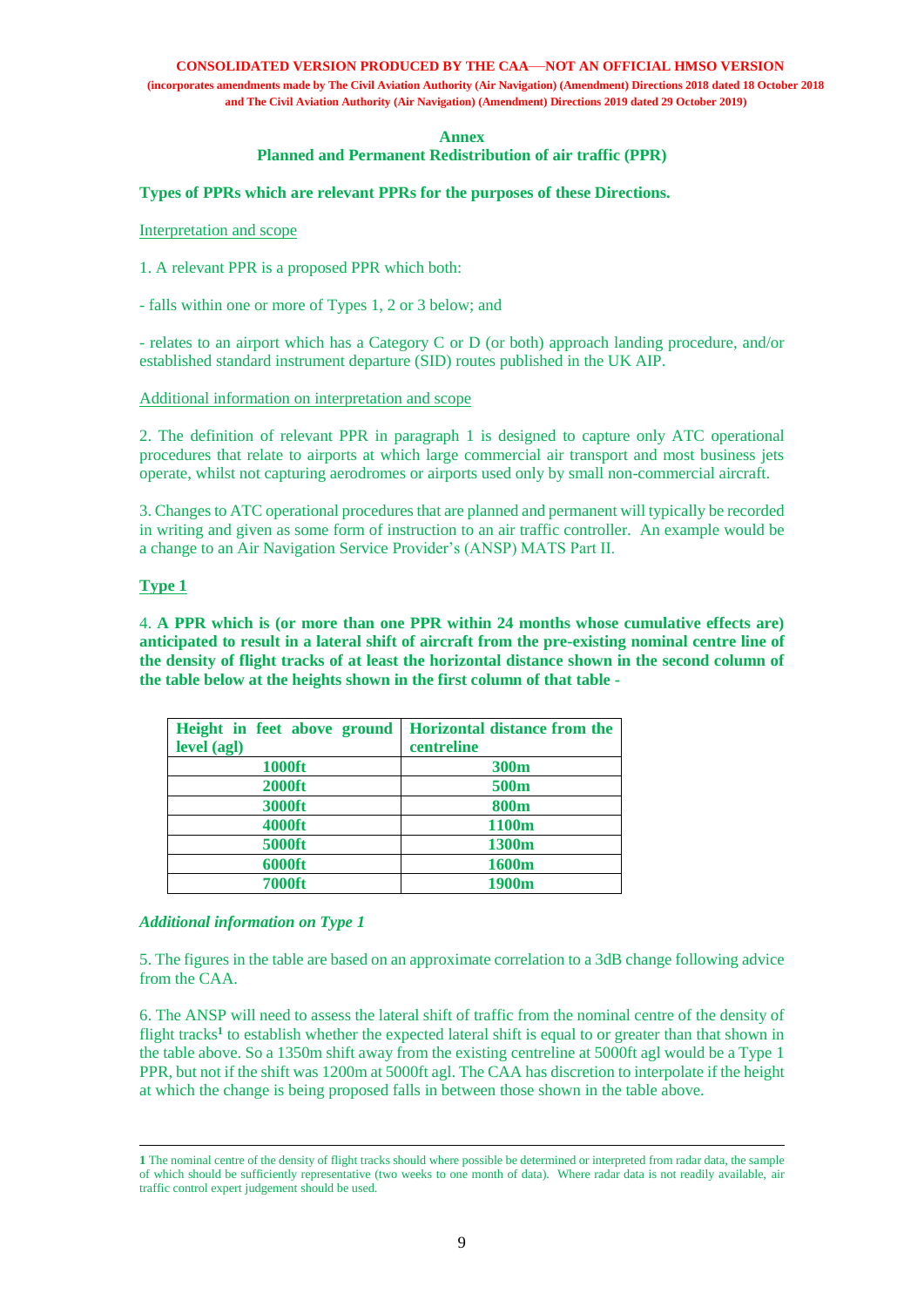CONSOLIDATED VERSION PRODUCED BY THE CAA—NOT AN OFFICIAL HMSO VERSION

(incorporates amendments made by The Civil Aviation Authority (Air Navigation) (Amendment) Directions 2018 dated 18 October 2018 and The Civil Aviation Authority (Air Navigation) (Amendment) Directions 2019 dated 29 October 2019)

## Annex
## Planned and Permanent Redistribution of air traffic (PPR)

**Types of PPRs which are relevant PPRs for the purposes of these Directions.**

Interpretation and scope

1. A relevant PPR is a proposed PPR which both:

- falls within one or more of Types 1, 2 or 3 below; and

- relates to an airport which has a Category C or D (or both) approach landing procedure, and/or established standard instrument departure (SID) routes published in the UK AIP.

Additional information on interpretation and scope

2. The definition of relevant PPR in paragraph 1 is designed to capture only ATC operational procedures that relate to airports at which large commercial air transport and most business jets operate, whilst not capturing aerodromes or airports used only by small non-commercial aircraft.

3. Changes to ATC operational procedures that are planned and permanent will typically be recorded in writing and given as some form of instruction to an air traffic controller. An example would be a change to an Air Navigation Service Provider's (ANSP) MATS Part II.

### Type 1

4. **A PPR which is (or more than one PPR within 24 months whose cumulative effects are) anticipated to result in a lateral shift of aircraft from the pre-existing nominal centre line of the density of flight tracks of at least the horizontal distance shown in the second column of the table below at the heights shown in the first column of that table -**

| Height in feet above ground level (agl) | Horizontal distance from the centreline |
|---|---|
| 1000ft | 300m |
| 2000ft | 500m |
| 3000ft | 800m |
| 4000ft | 1100m |
| 5000ft | 1300m |
| 6000ft | 1600m |
| 7000ft | 1900m |

*Additional information on Type 1*

5. The figures in the table are based on an approximate correlation to a 3dB change following advice from the CAA.

6. The ANSP will need to assess the lateral shift of traffic from the nominal centre of the density of flight tracks[1] to establish whether the expected lateral shift is equal to or greater than that shown in the table above. So a 1350m shift away from the existing centreline at 5000ft agl would be a Type 1 PPR, but not if the shift was 1200m at 5000ft agl. The CAA has discretion to interpolate if the height at which the change is being proposed falls in between those shown in the table above.

---

[1] The nominal centre of the density of flight tracks should where possible be determined or interpreted from radar data, the sample of which should be sufficiently representative (two weeks to one month of data). Where radar data is not readily available, air traffic control expert judgement should be used.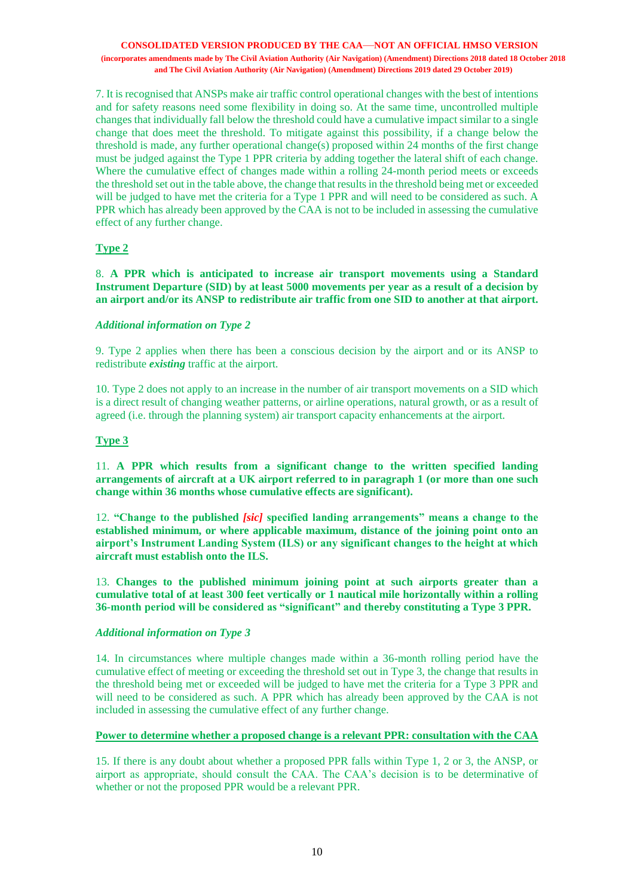7. It is recognised that ANSPs make air traffic control operational changes with the best of intentions and for safety reasons need some flexibility in doing so. At the same time, uncontrolled multiple changes that individually fall below the threshold could have a cumulative impact similar to a single change that does meet the threshold. To mitigate against this possibility, if a change below the threshold is made, any further operational change(s) proposed within 24 months of the first change must be judged against the Type 1 PPR criteria by adding together the lateral shift of each change. Where the cumulative effect of changes made within a rolling 24-month period meets or exceeds the threshold set out in the table above, the change that results in the threshold being met or exceeded will be judged to have met the criteria for a Type 1 PPR and will need to be considered as such. A PPR which has already been approved by the CAA is not to be included in assessing the cumulative effect of any further change.

## Type 2

8. **A PPR which is anticipated to increase air transport movements using a Standard Instrument Departure (SID) by at least 5000 movements per year as a result of a decision by an airport and/or its ANSP to redistribute air traffic from one SID to another at that airport.**

### *Additional information on Type 2*

9. Type 2 applies when there has been a conscious decision by the airport and or its ANSP to redistribute ***existing*** traffic at the airport.

10. Type 2 does not apply to an increase in the number of air transport movements on a SID which is a direct result of changing weather patterns, or airline operations, natural growth, or as a result of agreed (i.e. through the planning system) air transport capacity enhancements at the airport.

## Type 3

11. **A PPR which results from a significant change to the written specified landing arrangements of aircraft at a UK airport referred to in paragraph 1 (or more than one such change within 36 months whose cumulative effects are significant).**

12. **"Change to the published *[sic]* specified landing arrangements" means a change to the established minimum, or where applicable maximum, distance of the joining point onto an airport's Instrument Landing System (ILS) or any significant changes to the height at which aircraft must establish onto the ILS.**

13. **Changes to the published minimum joining point at such airports greater than a cumulative total of at least 300 feet vertically or 1 nautical mile horizontally within a rolling 36-month period will be considered as "significant" and thereby constituting a Type 3 PPR.**

### *Additional information on Type 3*

14. In circumstances where multiple changes made within a 36-month rolling period have the cumulative effect of meeting or exceeding the threshold set out in Type 3, the change that results in the threshold being met or exceeded will be judged to have met the criteria for a Type 3 PPR and will need to be considered as such. A PPR which has already been approved by the CAA is not included in assessing the cumulative effect of any further change.

## Power to determine whether a proposed change is a relevant PPR: consultation with the CAA

15. If there is any doubt about whether a proposed PPR falls within Type 1, 2 or 3, the ANSP, or airport as appropriate, should consult the CAA. The CAA's decision is to be determinative of whether or not the proposed PPR would be a relevant PPR.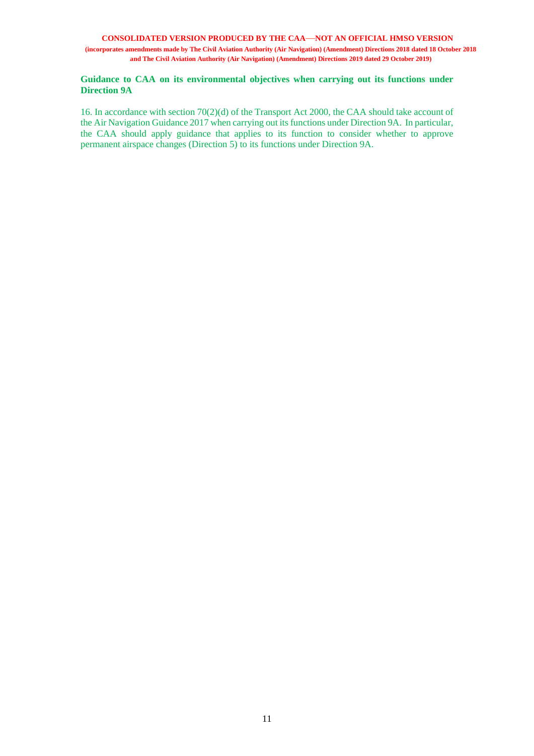## Guidance to CAA on its environmental objectives when carrying out its functions under Direction 9A

16. In accordance with section 70(2)(d) of the Transport Act 2000, the CAA should take account of the Air Navigation Guidance 2017 when carrying out its functions under Direction 9A. In particular, the CAA should apply guidance that applies to its function to consider whether to approve permanent airspace changes (Direction 5) to its functions under Direction 9A.